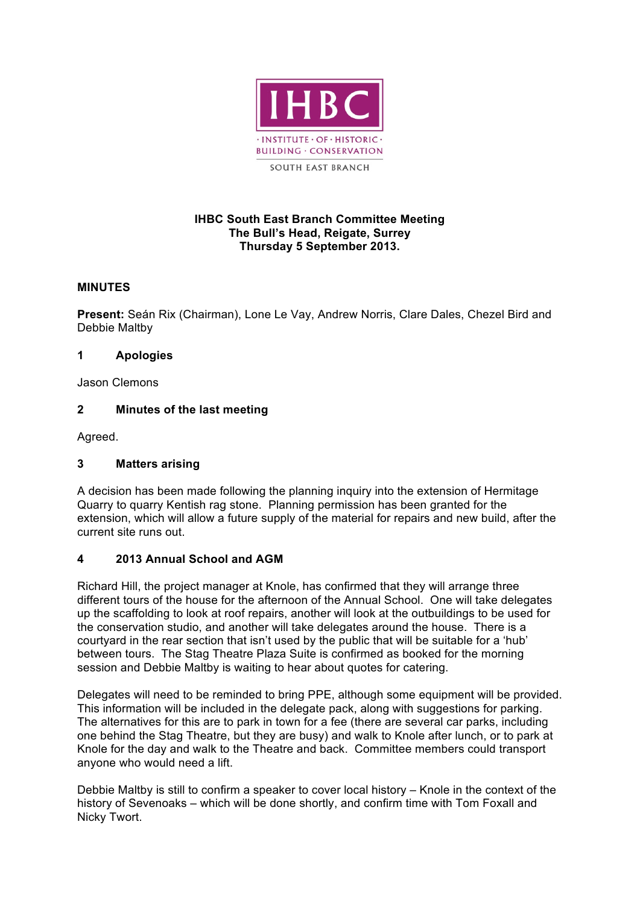IHBC

· INSTITUTE · OF · HISTORIC ·
BUILDING · CONSERVATION

SOUTH EAST BRANCH

**IHBC South East Branch Committee Meeting**
**The Bull's Head, Reigate, Surrey**
**Thursday 5 September 2013.**

**MINUTES**

**Present:** Seán Rix (Chairman), Lone Le Vay, Andrew Norris, Clare Dales, Chezel Bird and Debbie Maltby

## 1 Apologies

Jason Clemons

## 2 Minutes of the last meeting

Agreed.

## 3 Matters arising

A decision has been made following the planning inquiry into the extension of Hermitage Quarry to quarry Kentish rag stone. Planning permission has been granted for the extension, which will allow a future supply of the material for repairs and new build, after the current site runs out.

## 4 2013 Annual School and AGM

Richard Hill, the project manager at Knole, has confirmed that they will arrange three different tours of the house for the afternoon of the Annual School. One will take delegates up the scaffolding to look at roof repairs, another will look at the outbuildings to be used for the conservation studio, and another will take delegates around the house. There is a courtyard in the rear section that isn't used by the public that will be suitable for a 'hub' between tours. The Stag Theatre Plaza Suite is confirmed as booked for the morning session and Debbie Maltby is waiting to hear about quotes for catering.

Delegates will need to be reminded to bring PPE, although some equipment will be provided. This information will be included in the delegate pack, along with suggestions for parking. The alternatives for this are to park in town for a fee (there are several car parks, including one behind the Stag Theatre, but they are busy) and walk to Knole after lunch, or to park at Knole for the day and walk to the Theatre and back. Committee members could transport anyone who would need a lift.

Debbie Maltby is still to confirm a speaker to cover local history – Knole in the context of the history of Sevenoaks – which will be done shortly, and confirm time with Tom Foxall and Nicky Twort.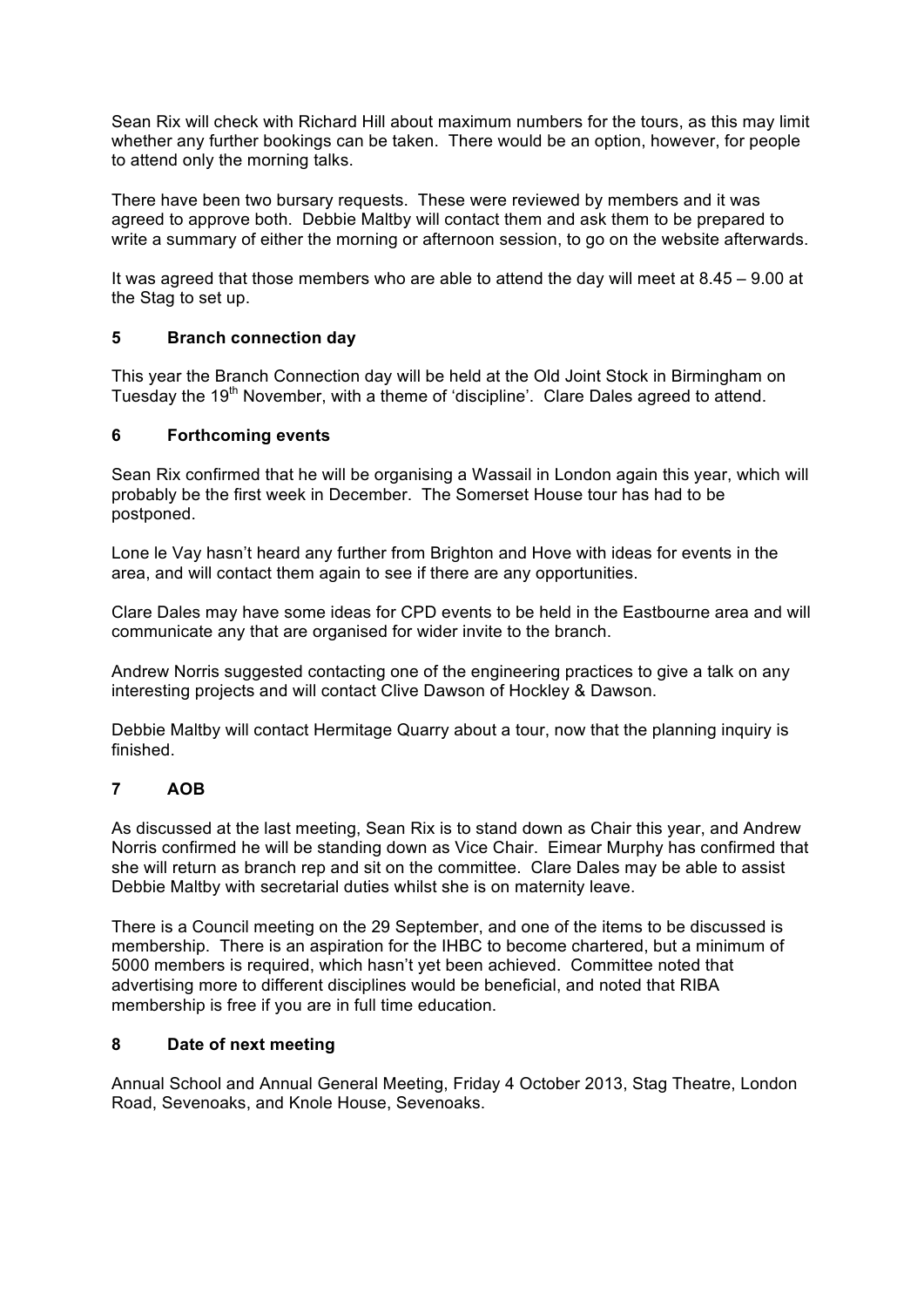Sean Rix will check with Richard Hill about maximum numbers for the tours, as this may limit whether any further bookings can be taken. There would be an option, however, for people to attend only the morning talks.

There have been two bursary requests. These were reviewed by members and it was agreed to approve both. Debbie Maltby will contact them and ask them to be prepared to write a summary of either the morning or afternoon session, to go on the website afterwards.

It was agreed that those members who are able to attend the day will meet at 8.45 – 9.00 at the Stag to set up.

## 5 Branch connection day

This year the Branch Connection day will be held at the Old Joint Stock in Birmingham on Tuesday the 19th November, with a theme of 'discipline'. Clare Dales agreed to attend.

## 6 Forthcoming events

Sean Rix confirmed that he will be organising a Wassail in London again this year, which will probably be the first week in December. The Somerset House tour has had to be postponed.

Lone le Vay hasn't heard any further from Brighton and Hove with ideas for events in the area, and will contact them again to see if there are any opportunities.

Clare Dales may have some ideas for CPD events to be held in the Eastbourne area and will communicate any that are organised for wider invite to the branch.

Andrew Norris suggested contacting one of the engineering practices to give a talk on any interesting projects and will contact Clive Dawson of Hockley & Dawson.

Debbie Maltby will contact Hermitage Quarry about a tour, now that the planning inquiry is finished.

## 7 AOB

As discussed at the last meeting, Sean Rix is to stand down as Chair this year, and Andrew Norris confirmed he will be standing down as Vice Chair. Eimear Murphy has confirmed that she will return as branch rep and sit on the committee. Clare Dales may be able to assist Debbie Maltby with secretarial duties whilst she is on maternity leave.

There is a Council meeting on the 29 September, and one of the items to be discussed is membership. There is an aspiration for the IHBC to become chartered, but a minimum of 5000 members is required, which hasn't yet been achieved. Committee noted that advertising more to different disciplines would be beneficial, and noted that RIBA membership is free if you are in full time education.

## 8 Date of next meeting

Annual School and Annual General Meeting, Friday 4 October 2013, Stag Theatre, London Road, Sevenoaks, and Knole House, Sevenoaks.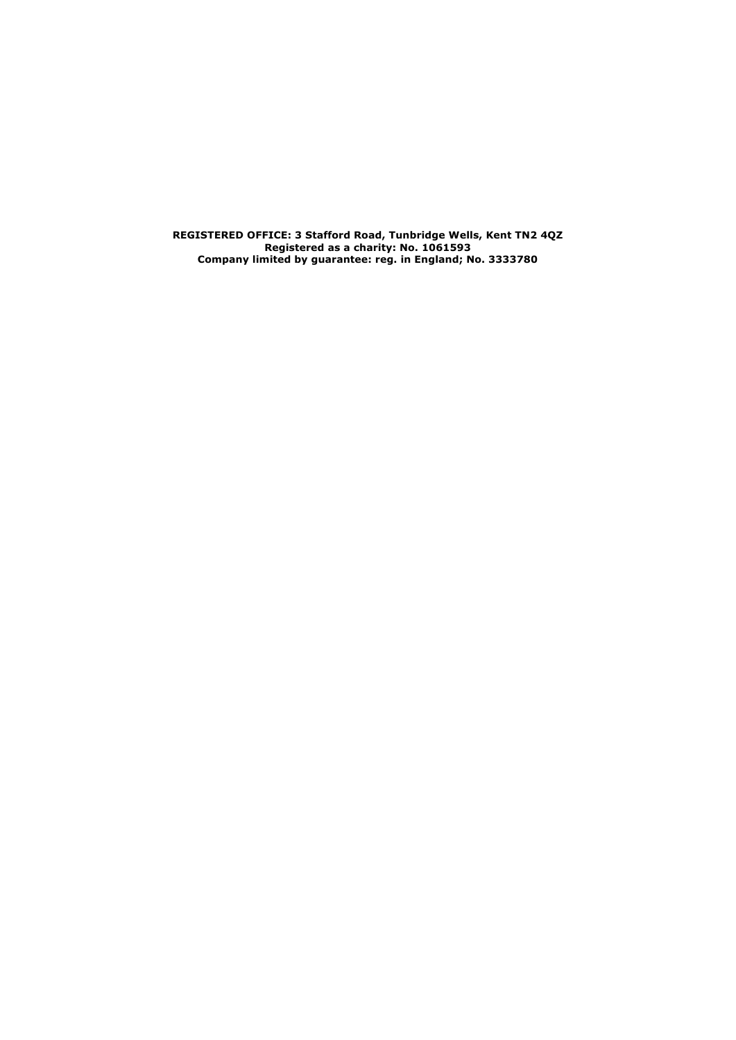**REGISTERED OFFICE: 3 Stafford Road, Tunbridge Wells, Kent TN2 4QZ**
**Registered as a charity: No. 1061593**
**Company limited by guarantee: reg. in England; No. 3333780**